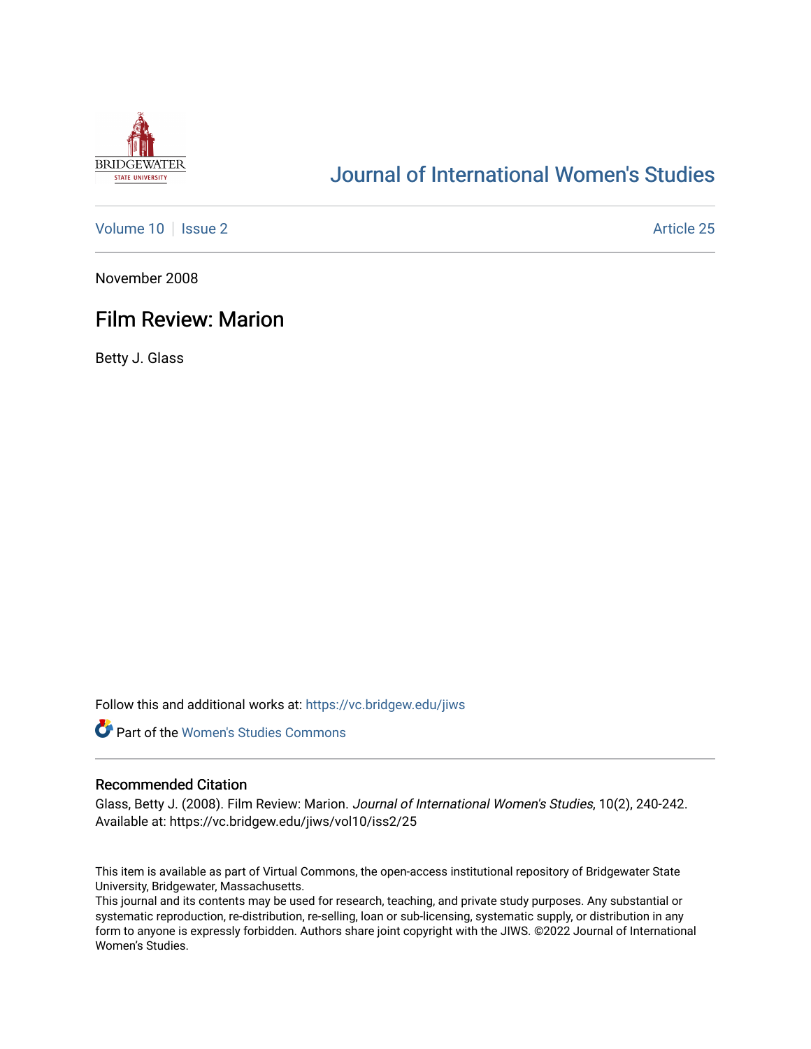# Journal of International Women's Studies

Volume 10 | Issue 2 | Article 25

November 2008

## Film Review: Marion

Betty J. Glass

Follow this and additional works at: https://vc.bridgew.edu/jiws

Part of the Women's Studies Commons

### Recommended Citation

Glass, Betty J. (2008). Film Review: Marion. *Journal of International Women's Studies*, 10(2), 240-242.
Available at: https://vc.bridgew.edu/jiws/vol10/iss2/25

This item is available as part of Virtual Commons, the open-access institutional repository of Bridgewater State University, Bridgewater, Massachusetts.
This journal and its contents may be used for research, teaching, and private study purposes. Any substantial or systematic reproduction, re-distribution, re-selling, loan or sub-licensing, systematic supply, or distribution in any form to anyone is expressly forbidden. Authors share joint copyright with the JIWS. ©2022 Journal of International Women's Studies.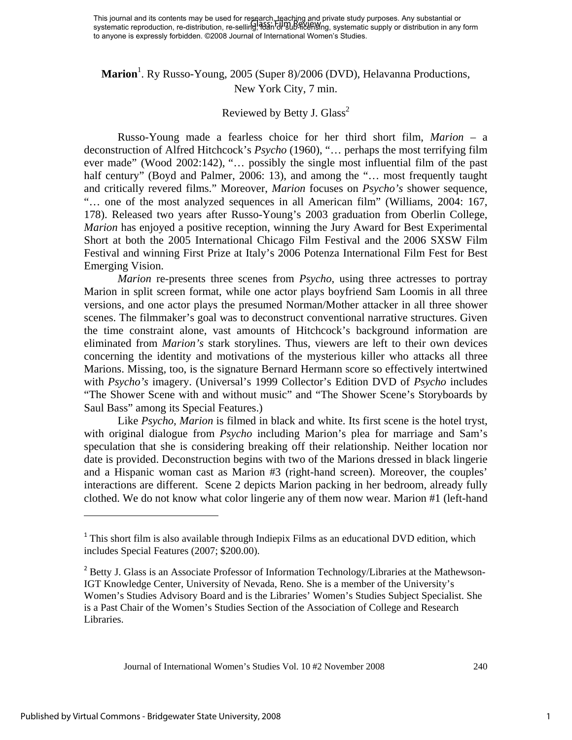**Marion**[1]. Ry Russo-Young, 2005 (Super 8)/2006 (DVD), Helavanna Productions, New York City, 7 min.

Reviewed by Betty J. Glass[2]

Russo-Young made a fearless choice for her third short film, *Marion* – a deconstruction of Alfred Hitchcock's *Psycho* (1960), "… perhaps the most terrifying film ever made" (Wood 2002:142), "… possibly the single most influential film of the past half century" (Boyd and Palmer, 2006: 13), and among the "… most frequently taught and critically revered films." Moreover, *Marion* focuses on *Psycho's* shower sequence, "… one of the most analyzed sequences in all American film" (Williams, 2004: 167, 178). Released two years after Russo-Young's 2003 graduation from Oberlin College, *Marion* has enjoyed a positive reception, winning the Jury Award for Best Experimental Short at both the 2005 International Chicago Film Festival and the 2006 SXSW Film Festival and winning First Prize at Italy's 2006 Potenza International Film Fest for Best Emerging Vision.

*Marion* re-presents three scenes from *Psycho*, using three actresses to portray Marion in split screen format, while one actor plays boyfriend Sam Loomis in all three versions, and one actor plays the presumed Norman/Mother attacker in all three shower scenes. The filmmaker's goal was to deconstruct conventional narrative structures. Given the time constraint alone, vast amounts of Hitchcock's background information are eliminated from *Marion's* stark storylines. Thus, viewers are left to their own devices concerning the identity and motivations of the mysterious killer who attacks all three Marions. Missing, too, is the signature Bernard Hermann score so effectively intertwined with *Psycho's* imagery. (Universal's 1999 Collector's Edition DVD of *Psycho* includes "The Shower Scene with and without music" and "The Shower Scene's Storyboards by Saul Bass" among its Special Features.)

Like *Psycho*, *Marion* is filmed in black and white. Its first scene is the hotel tryst, with original dialogue from *Psycho* including Marion's plea for marriage and Sam's speculation that she is considering breaking off their relationship. Neither location nor date is provided. Deconstruction begins with two of the Marions dressed in black lingerie and a Hispanic woman cast as Marion #3 (right-hand screen). Moreover, the couples' interactions are different. Scene 2 depicts Marion packing in her bedroom, already fully clothed. We do not know what color lingerie any of them now wear. Marion #1 (left-hand

[1] This short film is also available through Indiepix Films as an educational DVD edition, which includes Special Features (2007; $200.00).

[2] Betty J. Glass is an Associate Professor of Information Technology/Libraries at the Mathewson-IGT Knowledge Center, University of Nevada, Reno. She is a member of the University's Women's Studies Advisory Board and is the Libraries' Women's Studies Subject Specialist. She is a Past Chair of the Women's Studies Section of the Association of College and Research Libraries.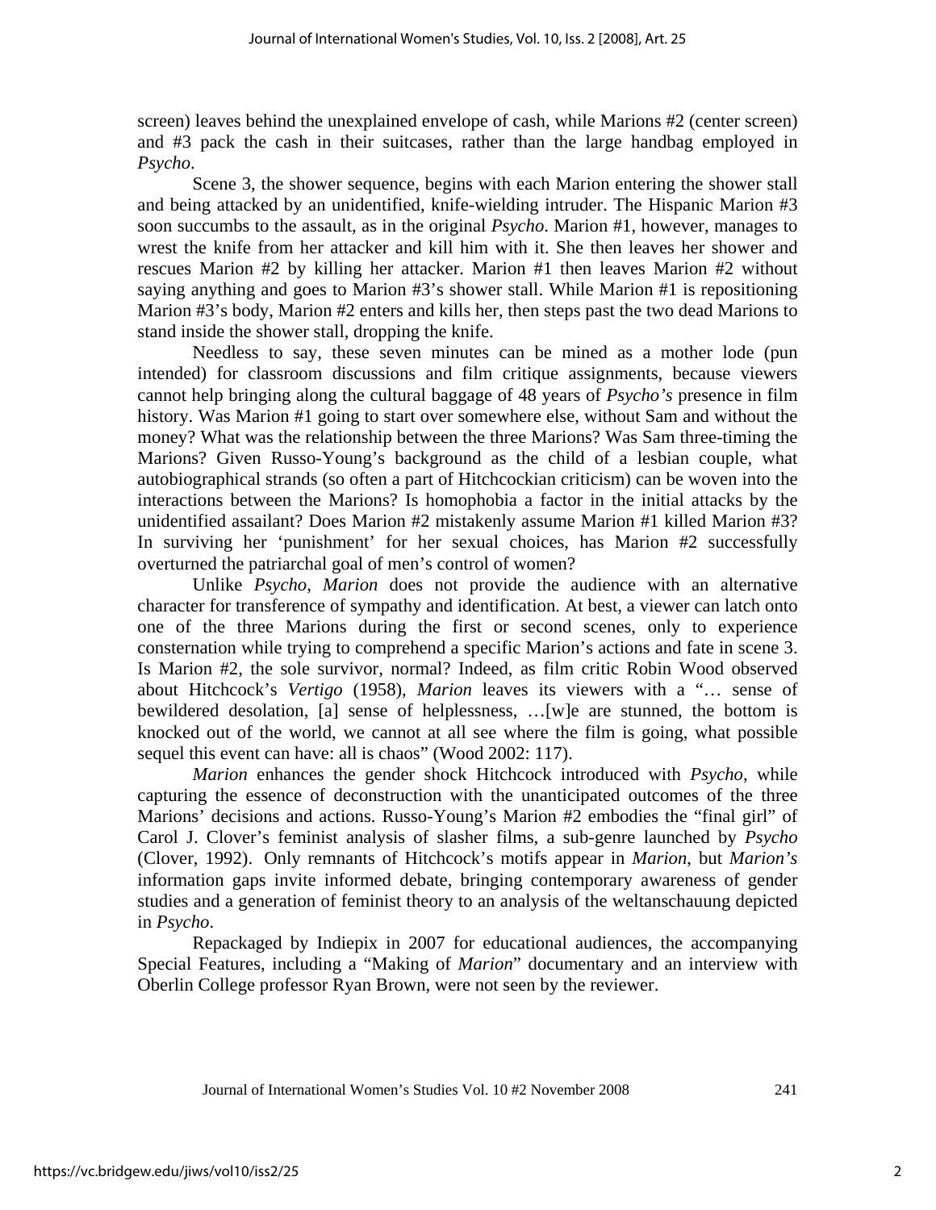screen) leaves behind the unexplained envelope of cash, while Marions #2 (center screen) and #3 pack the cash in their suitcases, rather than the large handbag employed in *Psycho*.

Scene 3, the shower sequence, begins with each Marion entering the shower stall and being attacked by an unidentified, knife-wielding intruder. The Hispanic Marion #3 soon succumbs to the assault, as in the original *Psycho*. Marion #1, however, manages to wrest the knife from her attacker and kill him with it. She then leaves her shower and rescues Marion #2 by killing her attacker. Marion #1 then leaves Marion #2 without saying anything and goes to Marion #3's shower stall. While Marion #1 is repositioning Marion #3's body, Marion #2 enters and kills her, then steps past the two dead Marions to stand inside the shower stall, dropping the knife.

Needless to say, these seven minutes can be mined as a mother lode (pun intended) for classroom discussions and film critique assignments, because viewers cannot help bringing along the cultural baggage of 48 years of *Psycho's* presence in film history. Was Marion #1 going to start over somewhere else, without Sam and without the money? What was the relationship between the three Marions? Was Sam three-timing the Marions? Given Russo-Young's background as the child of a lesbian couple, what autobiographical strands (so often a part of Hitchcockian criticism) can be woven into the interactions between the Marions? Is homophobia a factor in the initial attacks by the unidentified assailant? Does Marion #2 mistakenly assume Marion #1 killed Marion #3? In surviving her 'punishment' for her sexual choices, has Marion #2 successfully overturned the patriarchal goal of men's control of women?

Unlike *Psycho*, *Marion* does not provide the audience with an alternative character for transference of sympathy and identification. At best, a viewer can latch onto one of the three Marions during the first or second scenes, only to experience consternation while trying to comprehend a specific Marion's actions and fate in scene 3. Is Marion #2, the sole survivor, normal? Indeed, as film critic Robin Wood observed about Hitchcock's *Vertigo* (1958), *Marion* leaves its viewers with a "… sense of bewildered desolation, [a] sense of helplessness, …[w]e are stunned, the bottom is knocked out of the world, we cannot at all see where the film is going, what possible sequel this event can have: all is chaos" (Wood 2002: 117).

*Marion* enhances the gender shock Hitchcock introduced with *Psycho*, while capturing the essence of deconstruction with the unanticipated outcomes of the three Marions' decisions and actions. Russo-Young's Marion #2 embodies the "final girl" of Carol J. Clover's feminist analysis of slasher films, a sub-genre launched by *Psycho* (Clover, 1992). Only remnants of Hitchcock's motifs appear in *Marion*, but *Marion's* information gaps invite informed debate, bringing contemporary awareness of gender studies and a generation of feminist theory to an analysis of the weltanschauung depicted in *Psycho*.

Repackaged by Indiepix in 2007 for educational audiences, the accompanying Special Features, including a "Making of *Marion*" documentary and an interview with Oberlin College professor Ryan Brown, were not seen by the reviewer.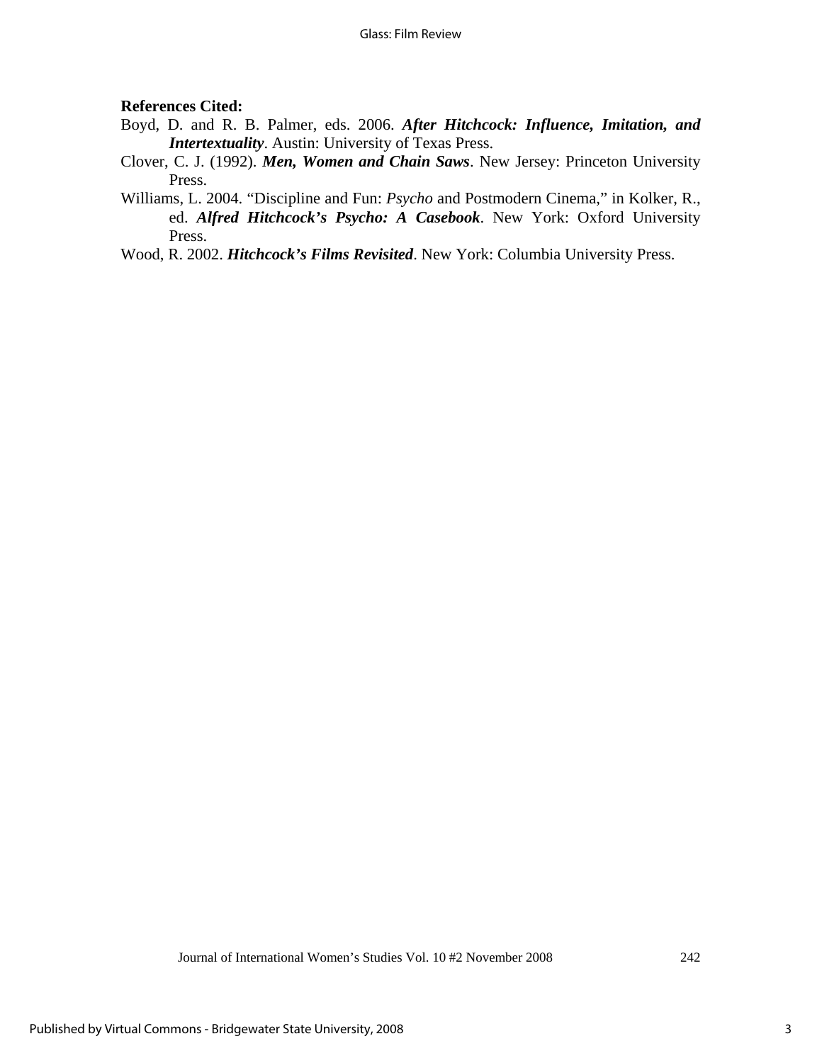**References Cited:**

Boyd, D. and R. B. Palmer, eds. 2006. ***After Hitchcock: Influence, Imitation, and Intertextuality***. Austin: University of Texas Press.

Clover, C. J. (1992). ***Men, Women and Chain Saws***. New Jersey: Princeton University Press.

Williams, L. 2004. "Discipline and Fun: *Psycho* and Postmodern Cinema," in Kolker, R., ed. ***Alfred Hitchcock's Psycho: A Casebook***. New York: Oxford University Press.

Wood, R. 2002. ***Hitchcock's Films Revisited***. New York: Columbia University Press.